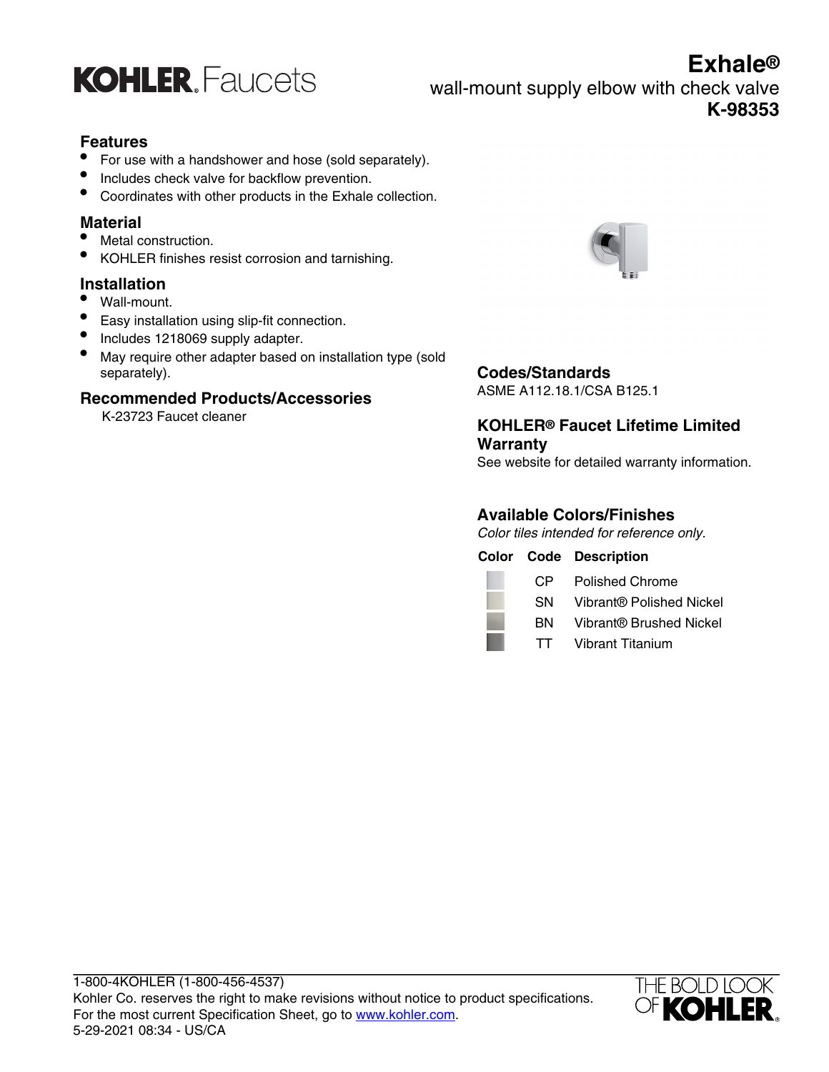# KOHLER. Faucets

# Exhale®

## wall-mount supply elbow with check valve

## K-98353

### Features

- For use with a handshower and hose (sold separately).
- Includes check valve for backflow prevention.
- Coordinates with other products in the Exhale collection.

### Material

- Metal construction.
- KOHLER finishes resist corrosion and tarnishing.

### Installation

- Wall-mount.
- Easy installation using slip-fit connection.
- Includes 1218069 supply adapter.
- May require other adapter based on installation type (sold separately).

### Recommended Products/Accessories

K-23723 Faucet cleaner

### Codes/Standards

ASME A112.18.1/CSA B125.1

### KOHLER® Faucet Lifetime Limited Warranty

See website for detailed warranty information.

### Available Colors/Finishes

*Color tiles intended for reference only.*

| Color | Code | Description |
|---|---|---|
| | CP | Polished Chrome |
| | SN | Vibrant® Polished Nickel |
| | BN | Vibrant® Brushed Nickel |
| | TT | Vibrant Titanium |

1-800-4KOHLER (1-800-456-4537)
Kohler Co. reserves the right to make revisions without notice to product specifications.
For the most current Specification Sheet, go to www.kohler.com.
5-29-2021 08:34 - US/CA

THE BOLD LOOK OF KOHLER.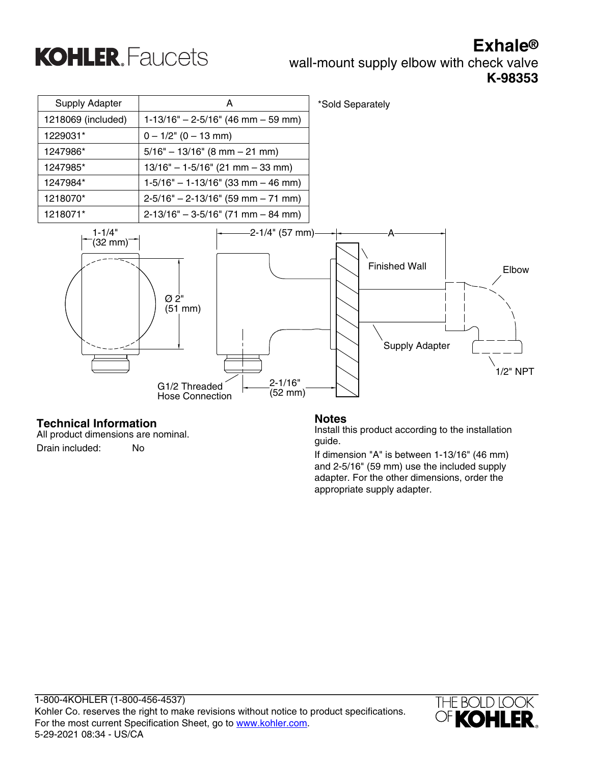# KOHLER. Faucets

## Exhale®

wall-mount supply elbow with check valve

**K-98353**

| Supply Adapter | A |
|---|---|
| 1218069 (included) | 1-13/16" – 2-5/16" (46 mm – 59 mm) |
| 1229031* | 0 – 1/2" (0 – 13 mm) |
| 1247986* | 5/16" – 13/16" (8 mm – 21 mm) |
| 1247985* | 13/16" – 1-5/16" (21 mm – 33 mm) |
| 1247984* | 1-5/16" – 1-13/16" (33 mm – 46 mm) |
| 1218070* | 2-5/16" – 2-13/16" (59 mm – 71 mm) |
| 1218071* | 2-13/16" – 3-5/16" (71 mm – 84 mm) |

*Sold Separately

1-1/4"
(32 mm)

Ø 2"
(51 mm)

2-1/4" (57 mm)

A

Finished Wall

Elbow

Supply Adapter

1/2" NPT

G1/2 Threaded
Hose Connection

2-1/16"
(52 mm)

### Technical Information

All product dimensions are nominal.

Drain included: No

### Notes

Install this product according to the installation guide.

If dimension "A" is between 1-13/16" (46 mm) and 2-5/16" (59 mm) use the included supply adapter. For the other dimensions, order the appropriate supply adapter.

1-800-4KOHLER (1-800-456-4537)
Kohler Co. reserves the right to make revisions without notice to product specifications.
For the most current Specification Sheet, go to www.kohler.com.
5-29-2021 08:34 - US/CA